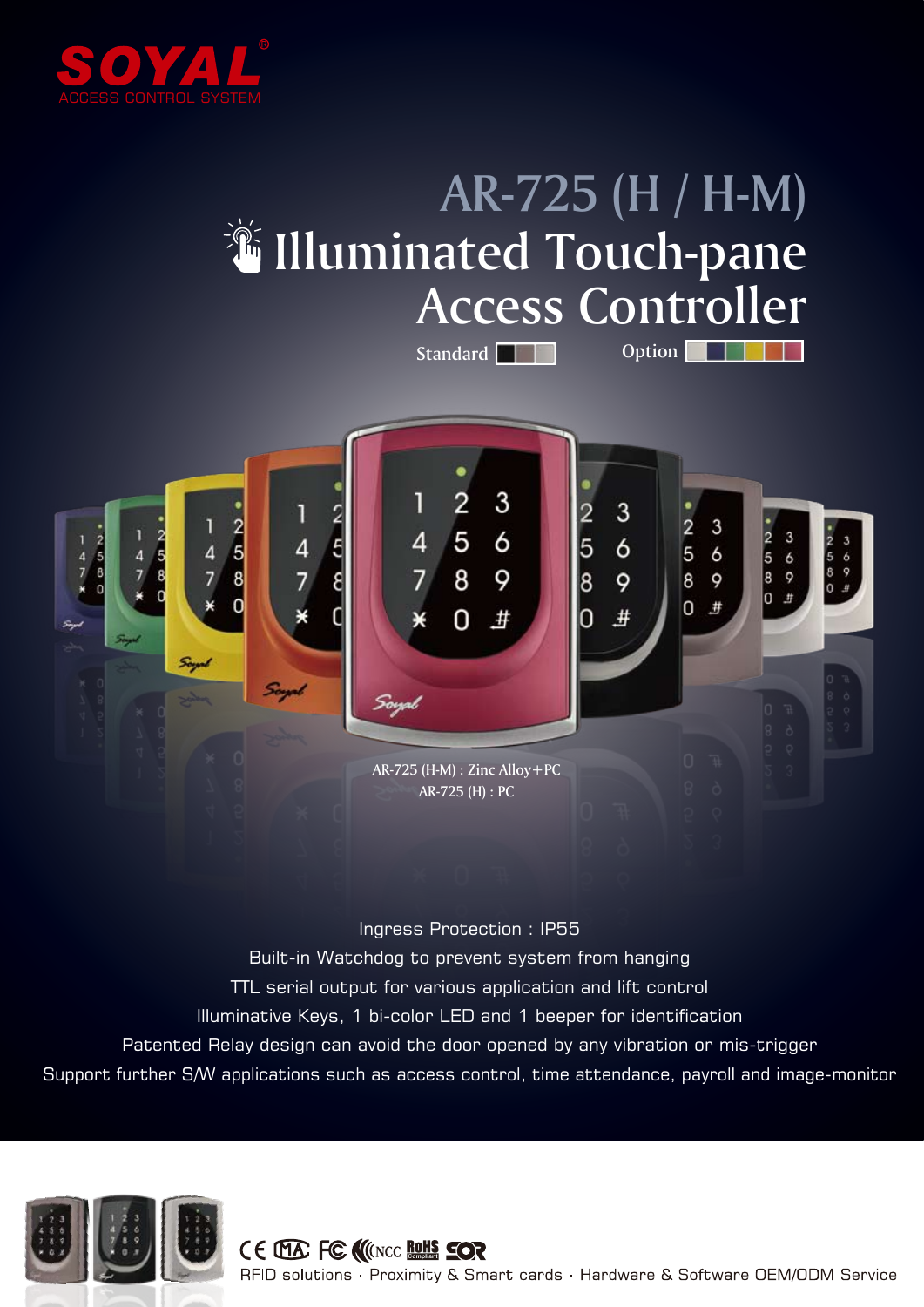SOYAL®
ACCESS CONTROL SYSTEM

# AR-725 (H / H-M)

# Illuminated Touch-pane Access Controller

Standard Option

AR-725 (H-M) : Zinc Alloy+PC
AR-725 (H) : PC

Ingress Protection : IP55

Built-in Watchdog to prevent system from hanging

TTL serial output for various application and lift control

Illuminative Keys, 1 bi-color LED and 1 beeper for identification

Patented Relay design can avoid the door opened by any vibration or mis-trigger

Support further S/W applications such as access control, time attendance, payroll and image-monitor

RFID solutions · Proximity & Smart cards · Hardware & Software OEM/ODM Service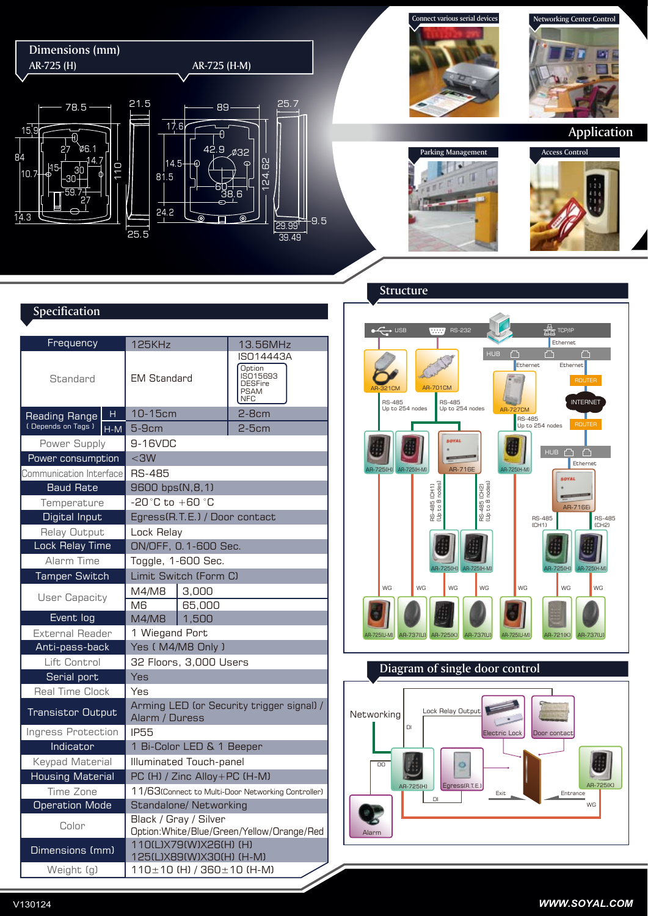## Dimensions (mm)

AR-725 (H) AR-725 (H-M)

78.5 21.5 15.9 27 Ø6.1 84 14.7 10.7 15 30 30 110 59.7 27 14.3 25.5

89 25.7 17.6 42.9 Ø32 14.5 81.5 124.62 60 38.6 24.2 29.99 9.5 39.49

## Application

Connect various serial devices

Networking Center Control

Parking Management

Access Control

## Specification

| | | |
|---|---|---|
| Frequency | 125KHz | 13.56MHz |
| Standard | EM Standard | ISO14443A Option ISO15693 DESFire PSAM NFC |
| Reading Range (Depends on Tags) H | 10-15cm | 2-8cm |
| Reading Range (Depends on Tags) H-M | 5-9cm | 2-5cm |
| Power Supply | 9-16VDC | |
| Power consumption | <3W | |
| Communication Interface | RS-485 | |
| Baud Rate | 9600 bps(N,8,1) | |
| Temperature | -20°C to +60°C | |
| Digital Input | Egress(R.T.E.) / Door contact | |
| Relay Output | Lock Relay | |
| Lock Relay Time | ON/OFF, 0.1-600 Sec. | |
| Alarm Time | Toggle, 1-600 Sec. | |
| Tamper Switch | Limit Switch (Form C) | |
| User Capacity | M4/M8 | 3,000 |
| | M6 | 65,000 |
| Event log | M4/M8 | 1,500 |
| External Reader | 1 Wiegand Port | |
| Anti-pass-back | Yes ( M4/M8 Only ) | |
| Lift Control | 32 Floors, 3,000 Users | |
| Serial port | Yes | |
| Real Time Clock | Yes | |
| Transistor Output | Arming LED (or Security trigger signal) / Alarm / Duress | |
| Ingress Protection | IP55 | |
| Indicator | 1 Bi-Color LED & 1 Beeper | |
| Keypad Material | Illuminated Touch-panel | |
| Housing Material | PC (H) / Zinc Alloy+PC (H-M) | |
| Time Zone | 11/63(Connect to Multi-Door Networking Controller) | |
| Operation Mode | Standalone/ Networking | |
| Color | Black / Gray / Silver Option:White/Blue/Green/Yellow/Orange/Red | |
| Dimensions (mm) | 110(L)X79(W)X26(H) (H) 125(L)X89(W)X30(H) (H-M) | |
| Weight (g) | 110±10 (H) / 360±10 (H-M) | |

## Structure

USB RS-232 TCP/IP Ethernet HUB Ethernet Ethernet ROUTER INTERNET ROUTER

AR-321CM AR-701CM AR-727CM

RS-485 Up to 254 nodes RS-485 Up to 254 nodes RS-485 Up to 254 nodes

AR-725(H) AR-725(H-M) AR-716E AR-725(H-M) HUB Ethernet AR-716Ei

RS-485 (CH1) (Up to 8 nodes) RS-485 (CH2) (Up to 8 nodes) RS-485 (CH1) RS-485 (CH2)

AR-725(H) AR-725(H-M) AR-725(H) AR-725(H-M)

WG WG WG WG WG WG WG

AR-725(U-M) AR-737(U) AR-725(K) AR-737(U) AR-725(U-M) AR-721(K) AR-737(U)

## Diagram of single door control

Networking DI Lock Relay Output Electric Lock Door contact DO AR-725(H) Egress(R.T.E.) DI Exit Entrance AR-725(K) WG Alarm

V130124

WWW.SOYAL.COM